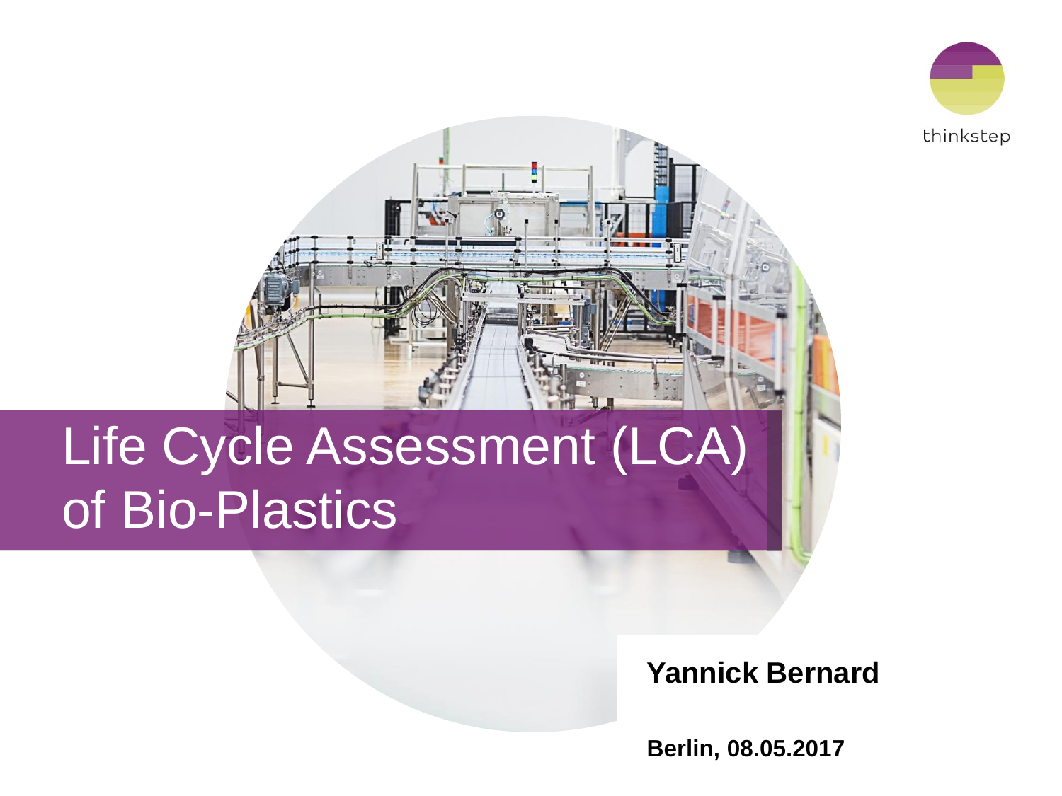thinkstep

# Life Cycle Assessment (LCA) of Bio-Plastics

**Yannick Bernard**

**Berlin, 08.05.2017**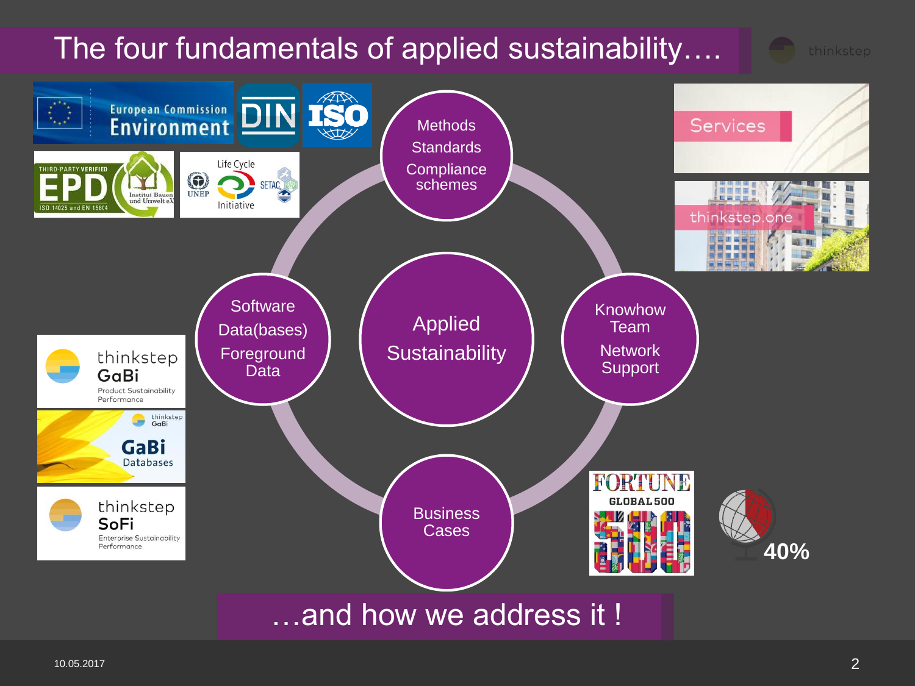# The four fundamentals of applied sustainability….

**Applied Sustainability**

- Methods
  Standards
  Compliance schemes
- Software
  Data(bases)
  Foreground Data
- Knowhow
  Team
  Network
  Support
- Business Cases

European Commission Environment | DIN | ISO

THIRD-PARTY VERIFIED EPD – Institut Bauen und Umwelt e.V. – ISO 14025 and EN 15804

UNEP – Life Cycle Initiative – SETAC

thinkstep GaBi – Product Sustainability Performance

thinkstep GaBi – GaBi Databases

thinkstep SoFi – Enterprise Sustainability Performance

Services

thinkstep.one

FORTUNE GLOBAL 500

40%

## …and how we address it !

10.05.2017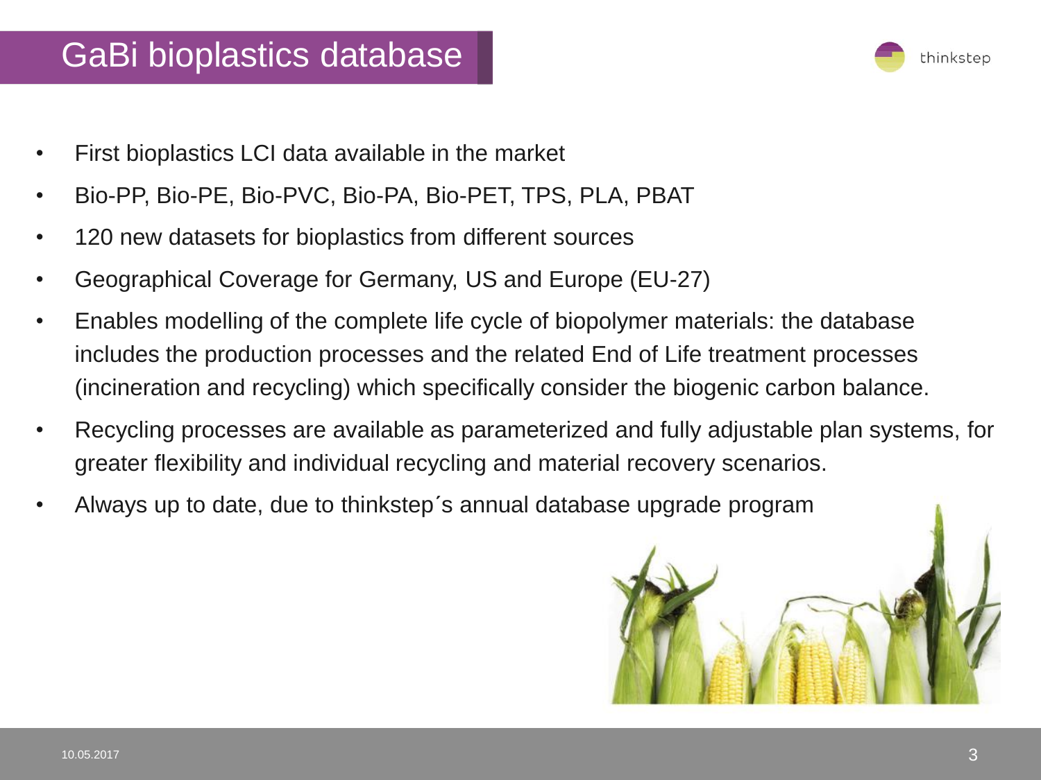# GaBi bioplastics database

- First bioplastics LCI data available in the market
- Bio-PP, Bio-PE, Bio-PVC, Bio-PA, Bio-PET, TPS, PLA, PBAT
- 120 new datasets for bioplastics from different sources
- Geographical Coverage for Germany, US and Europe (EU-27)
- Enables modelling of the complete life cycle of biopolymer materials: the database includes the production processes and the related End of Life treatment processes (incineration and recycling) which specifically consider the biogenic carbon balance.
- Recycling processes are available as parameterized and fully adjustable plan systems, for greater flexibility and individual recycling and material recovery scenarios.
- Always up to date, due to thinkstep´s annual database upgrade program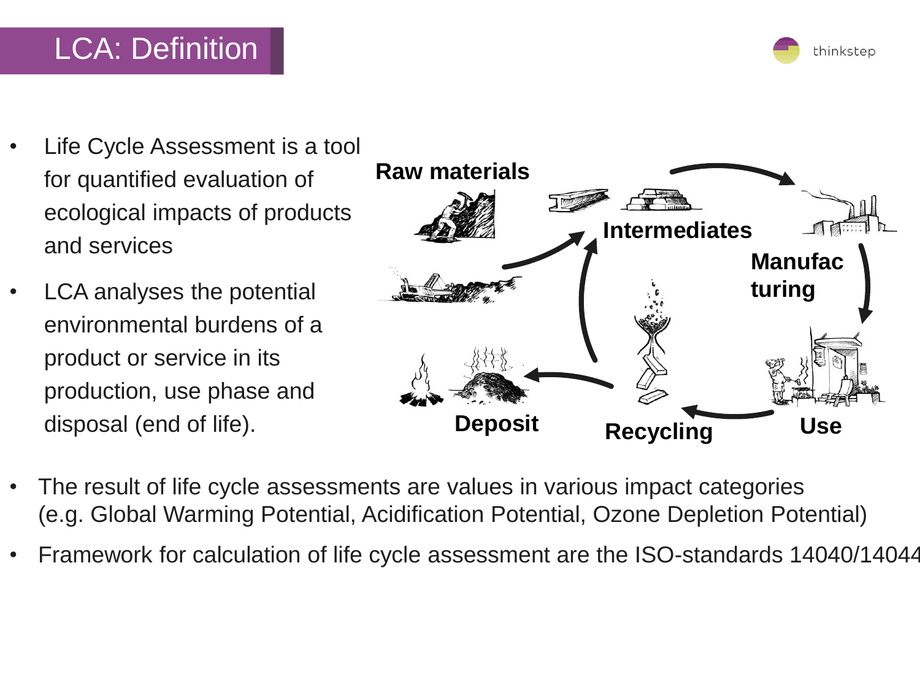# LCA: Definition

- Life Cycle Assessment is a tool for quantified evaluation of ecological impacts of products and services
- LCA analyses the potential environmental burdens of a product or service in its production, use phase and disposal (end of life).

Raw materials

Intermediates

Manufac turing

Use

Recycling

Deposit

- The result of life cycle assessments are values in various impact categories (e.g. Global Warming Potential, Acidification Potential, Ozone Depletion Potential)
- Framework for calculation of life cycle assessment are the ISO-standards 14040/14044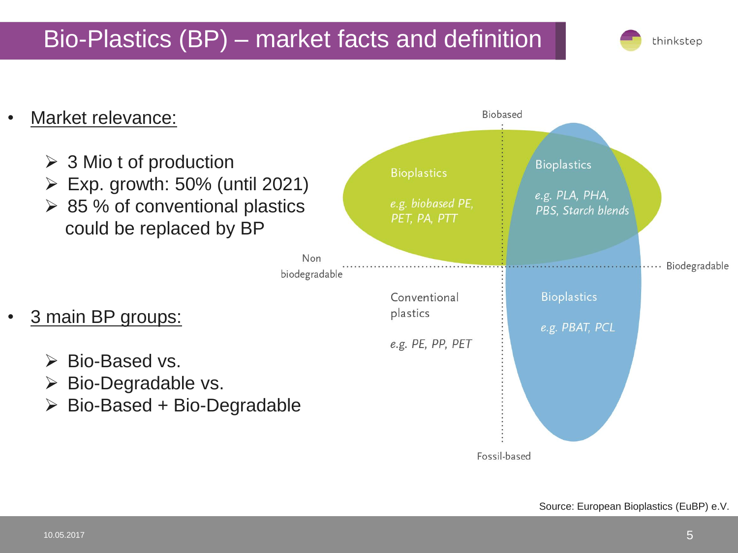# Bio-Plastics (BP) – market facts and definition

- Market relevance:
  - 3 Mio t of production
  - Exp. growth: 50% (until 2021)
  - 85 % of conventional plastics could be replaced by BP

- 3 main BP groups:
  - Bio-Based vs.
  - Bio-Degradable vs.
  - Bio-Based + Bio-Degradable

Biobased

Bioplastics
*e.g. biobased PE, PET, PA, PTT*

Bioplastics
*e.g. PLA, PHA, PBS, Starch blends*

Non biodegradable

Biodegradable

Conventional plastics
*e.g. PE, PP, PET*

Bioplastics
*e.g. PBAT, PCL*

Fossil-based

Source: European Bioplastics (EuBP) e.V.

10.05.2017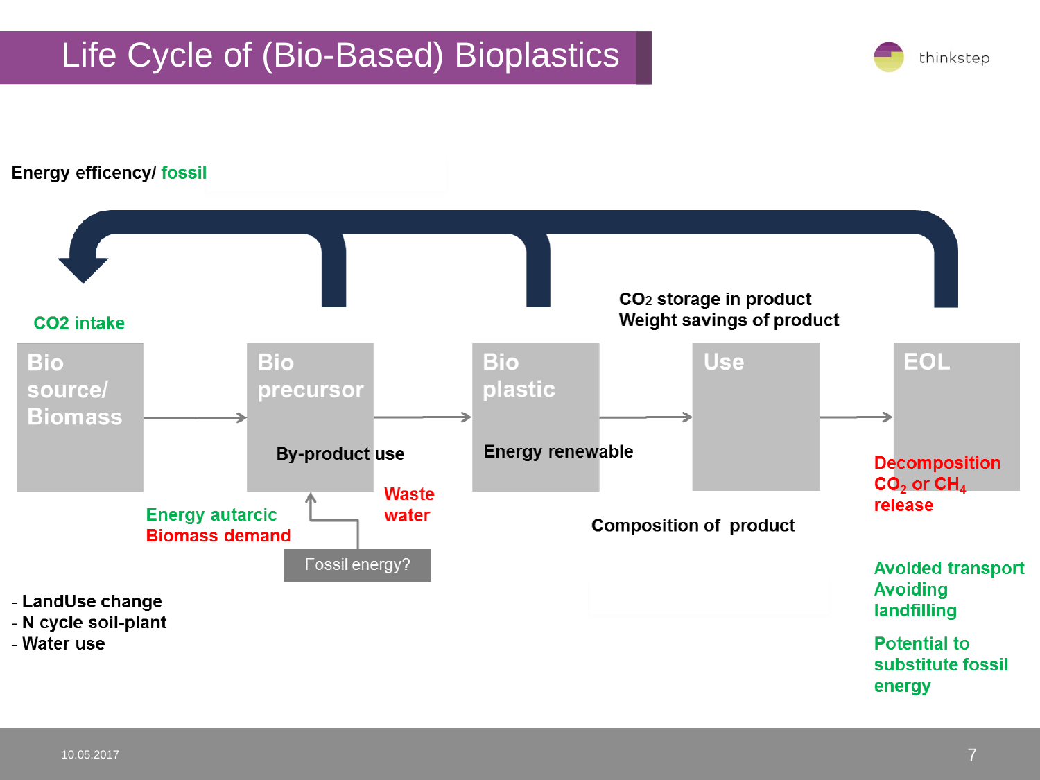# Life Cycle of (Bio-Based) Bioplastics

thinkstep

Energy efficency/ fossil

CO2 intake

Bio source/ Biomass

Bio precursor

By-product use

Bio plastic

Energy renewable

$CO_2$ storage in product
Weight savings of product

Use

EOL

Decomposition
$CO_2$ or $CH_4$ release

Waste water

Energy autarcic
Biomass demand

Fossil energy?

Composition of product

- LandUse change
- N cycle soil-plant
- Water use

Avoided transport
Avoiding landfilling

Potential to substitute fossil energy

10.05.2017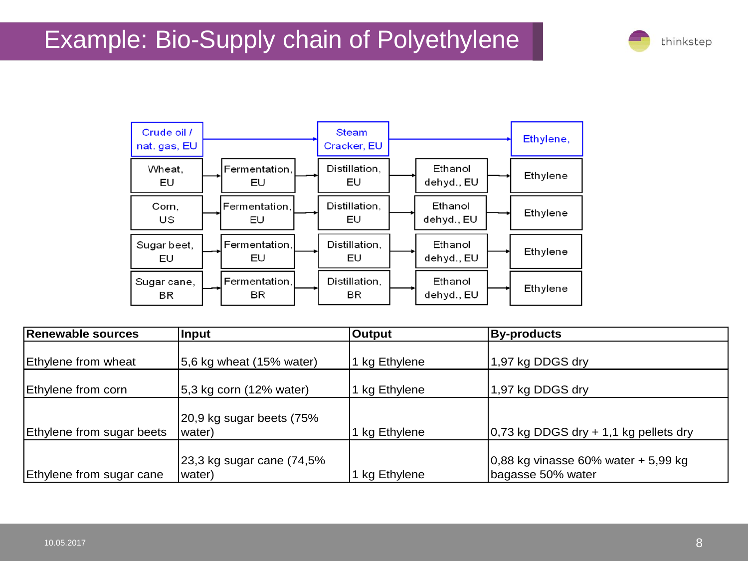# Example: Bio-Supply chain of Polyethylene

Crude oil / nat. gas, EU → Steam Cracker, EU → Ethylene,

Wheat, EU → Fermentation, EU → Distillation, EU → Ethanol dehyd., EU → Ethylene

Corn, US → Fermentation, EU → Distillation, EU → Ethanol dehyd., EU → Ethylene

Sugar beet, EU → Fermentation, EU → Distillation, EU → Ethanol dehyd., EU → Ethylene

Sugar cane, BR → Fermentation, BR → Distillation, BR → Ethanol dehyd., EU → Ethylene

| Renewable sources | Input | Output | By-products |
|---|---|---|---|
| Ethylene from wheat | 5,6 kg wheat (15% water) | 1 kg Ethylene | 1,97 kg DDGS dry |
| Ethylene from corn | 5,3 kg corn (12% water) | 1 kg Ethylene | 1,97 kg DDGS dry |
| Ethylene from sugar beets | 20,9 kg sugar beets (75% water) | 1 kg Ethylene | 0,73 kg DDGS dry + 1,1 kg pellets dry |
| Ethylene from sugar cane | 23,3 kg sugar cane (74,5% water) | 1 kg Ethylene | 0,88 kg vinasse 60% water + 5,99 kg bagasse 50% water |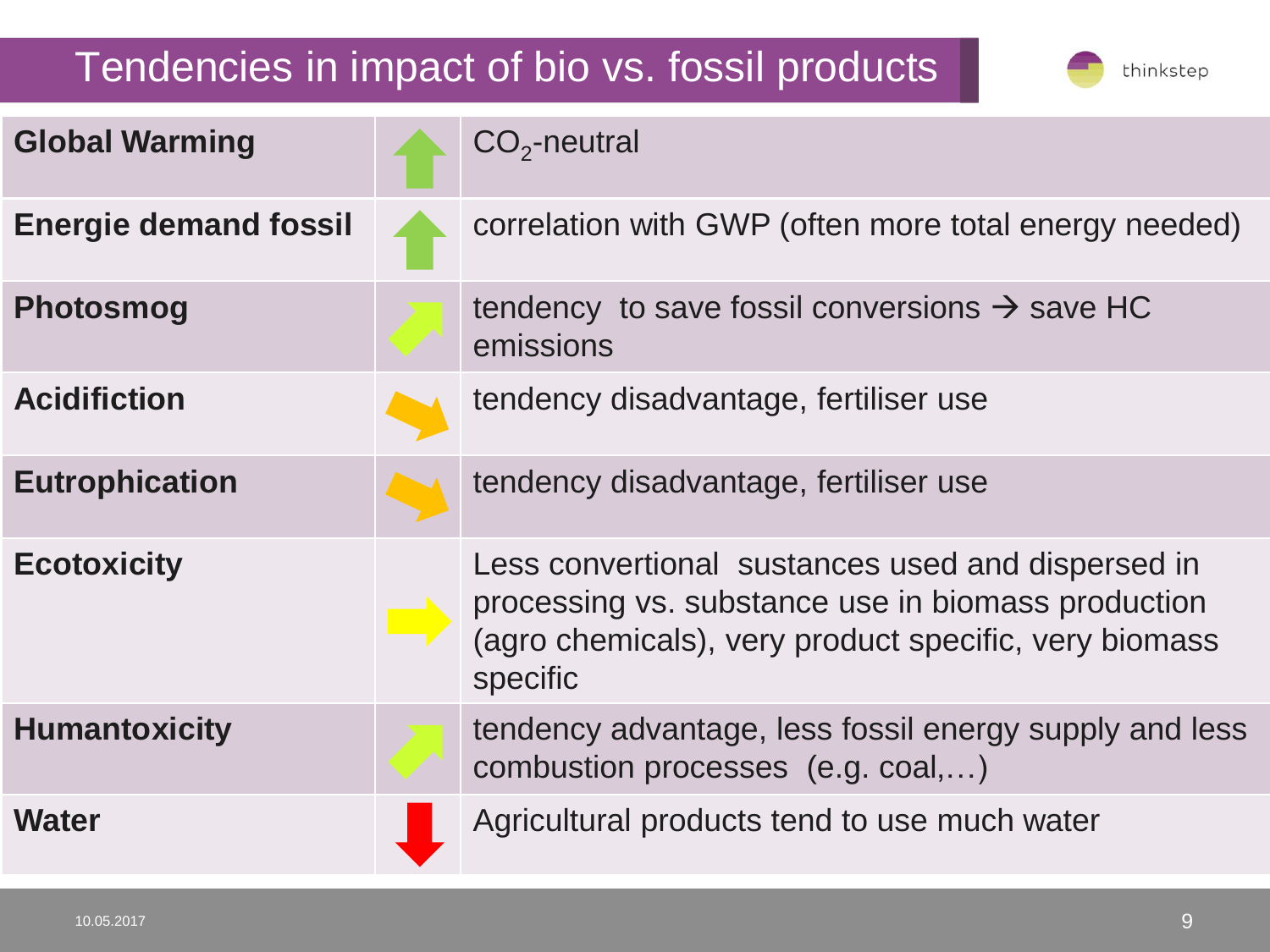# Tendencies in impact of bio vs. fossil products

| Impact category | Tendency | Comment |
|---|---|---|
| **Global Warming** | ↑ | $CO_2$-neutral |
| **Energie demand fossil** | ↑ | correlation with GWP (often more total energy needed) |
| **Photosmog** | ↗ | tendency to save fossil conversions → save HC emissions |
| **Acidifiction** | ↘ | tendency disadvantage, fertiliser use |
| **Eutrophication** | ↘ | tendency disadvantage, fertiliser use |
| **Ecotoxicity** | → | Less convertional sustances used and dispersed in processing vs. substance use in biomass production (agro chemicals), very product specific, very biomass specific |
| **Humantoxicity** | ↗ | tendency advantage, less fossil energy supply and less combustion processes (e.g. coal,…) |
| **Water** | ↓ | Agricultural products tend to use much water |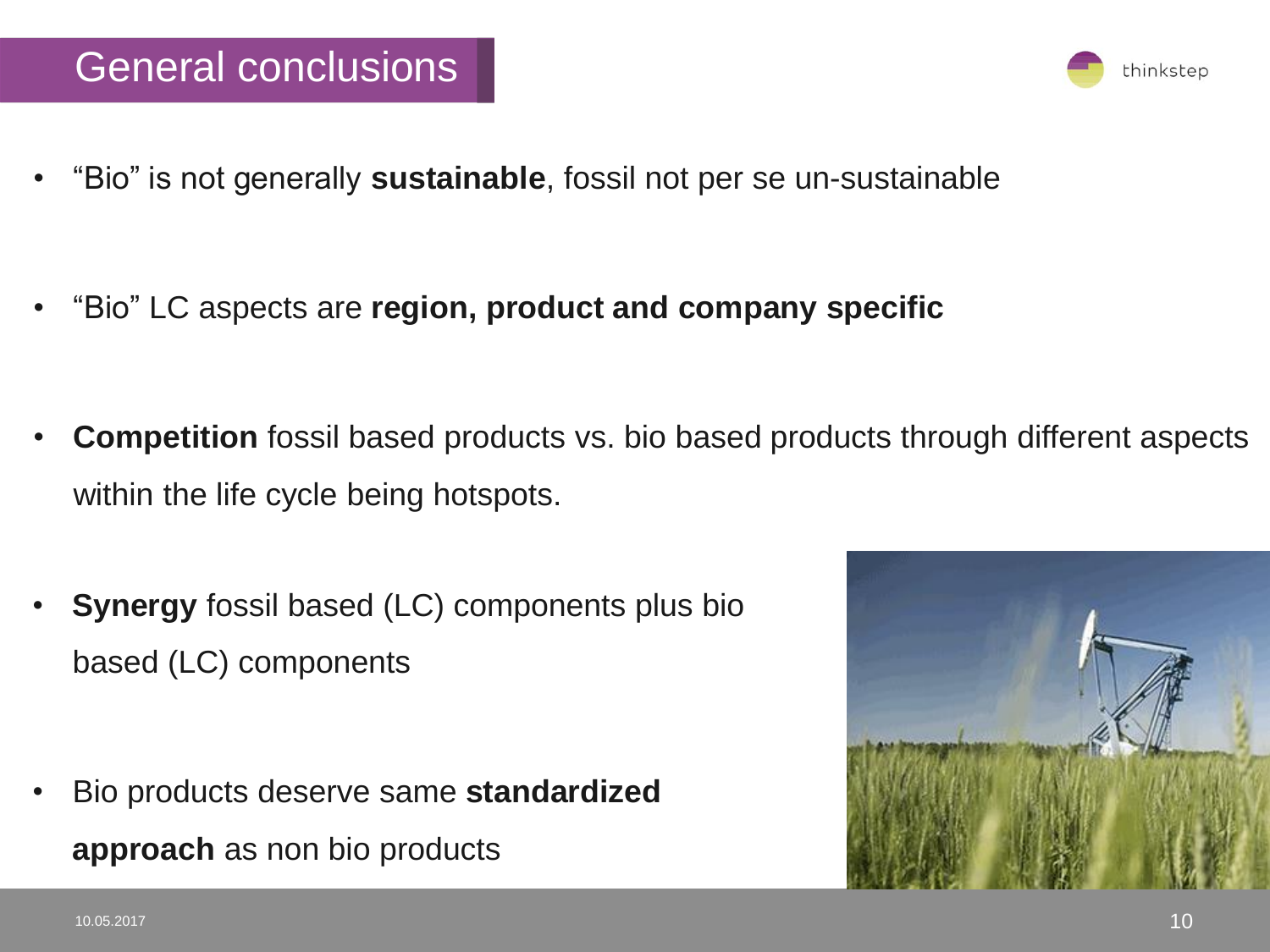# General conclusions

- "Bio" is not generally **sustainable**, fossil not per se un-sustainable
- "Bio" LC aspects are **region, product and company specific**
- **Competition** fossil based products vs. bio based products through different aspects within the life cycle being hotspots.
- **Synergy** fossil based (LC) components plus bio based (LC) components
- Bio products deserve same **standardized approach** as non bio products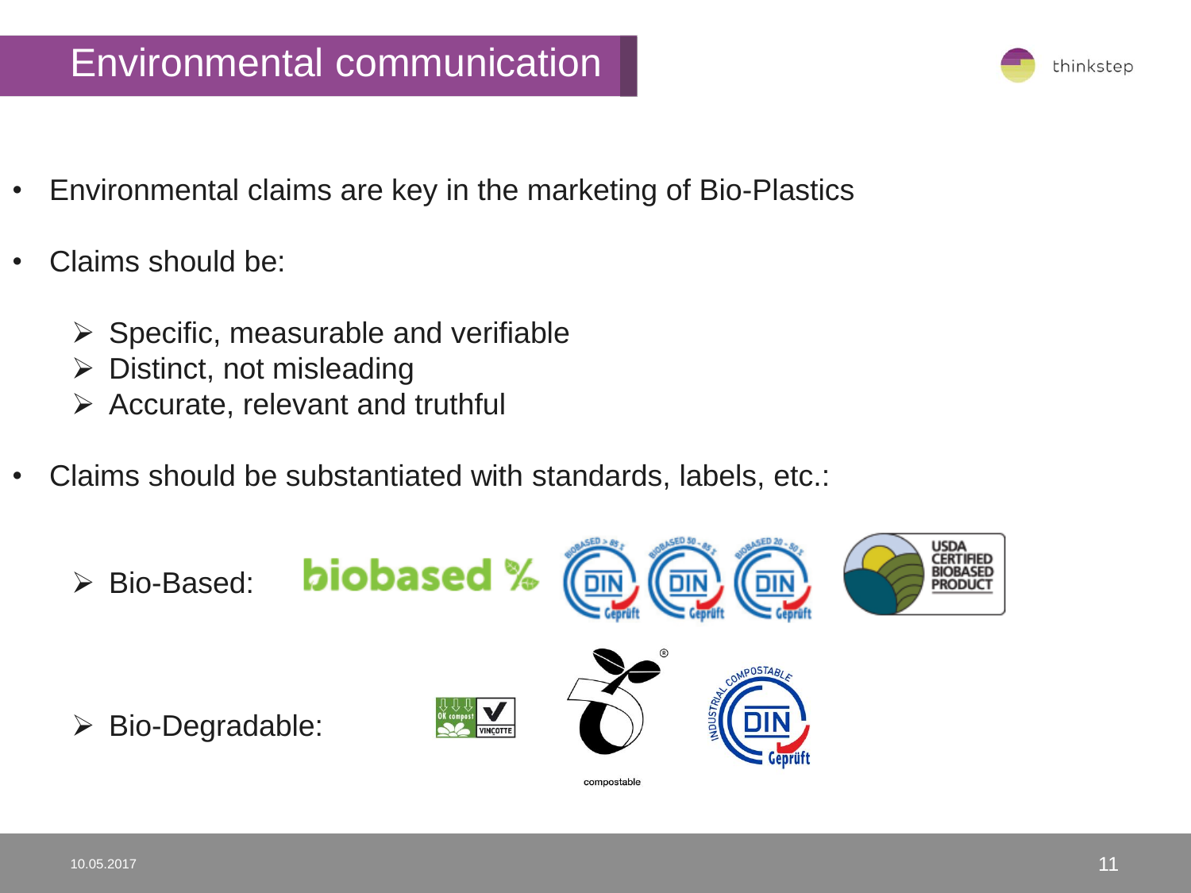# Environmental communication

- Environmental claims are key in the marketing of Bio-Plastics
- Claims should be:
  - Specific, measurable and verifiable
  - Distinct, not misleading
  - Accurate, relevant and truthful
- Claims should be substantiated with standards, labels, etc.:
  - Bio-Based:
  - Bio-Degradable: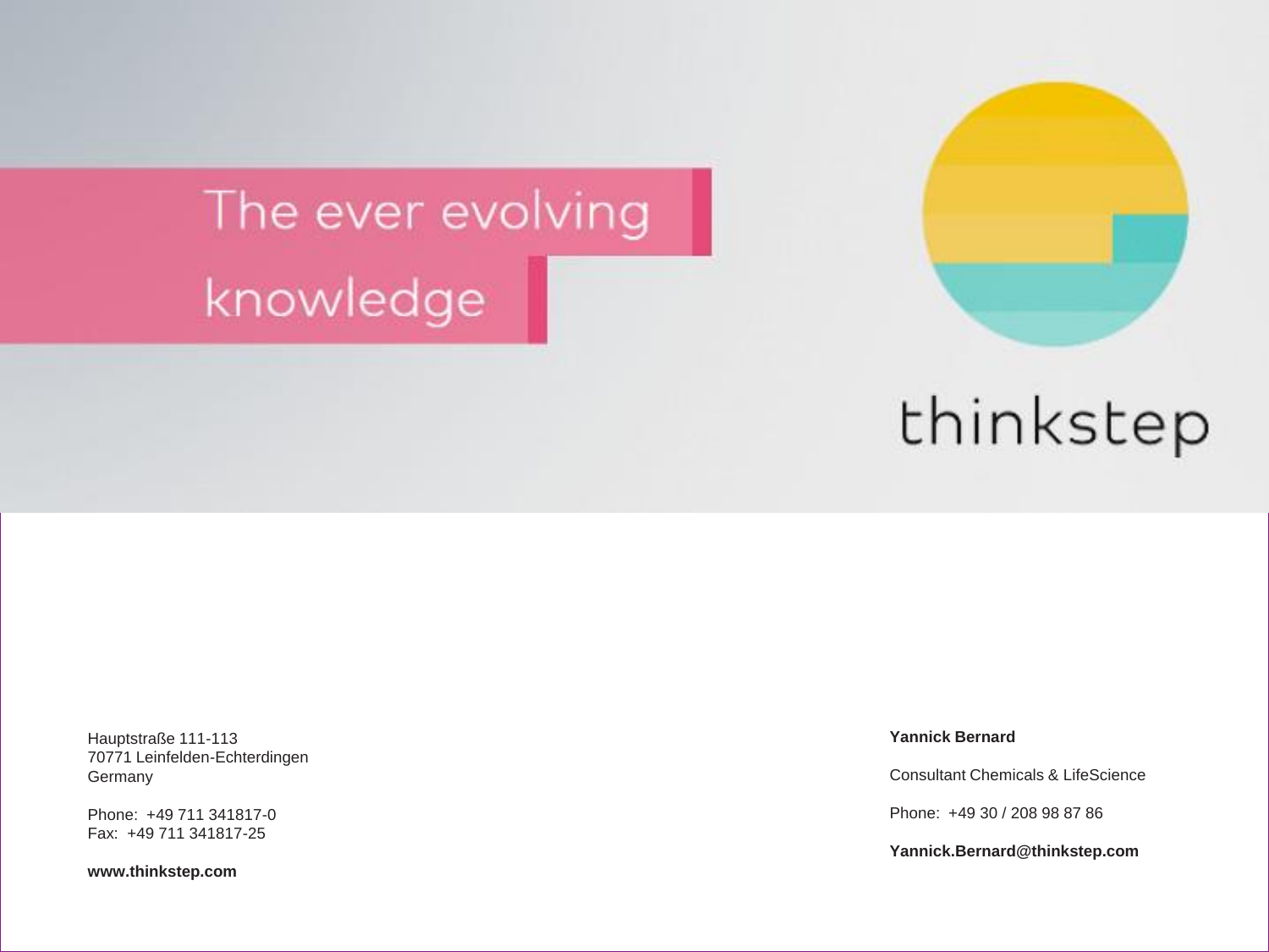The ever evolving knowledge

thinkstep

Hauptstraße 111-113
70771 Leinfelden-Echterdingen
Germany

Phone: +49 711 341817-0
Fax: +49 711 341817-25

**www.thinkstep.com**

**Yannick Bernard**

Consultant Chemicals & LifeScience

Phone: +49 30 / 208 98 87 86

**Yannick.Bernard@thinkstep.com**